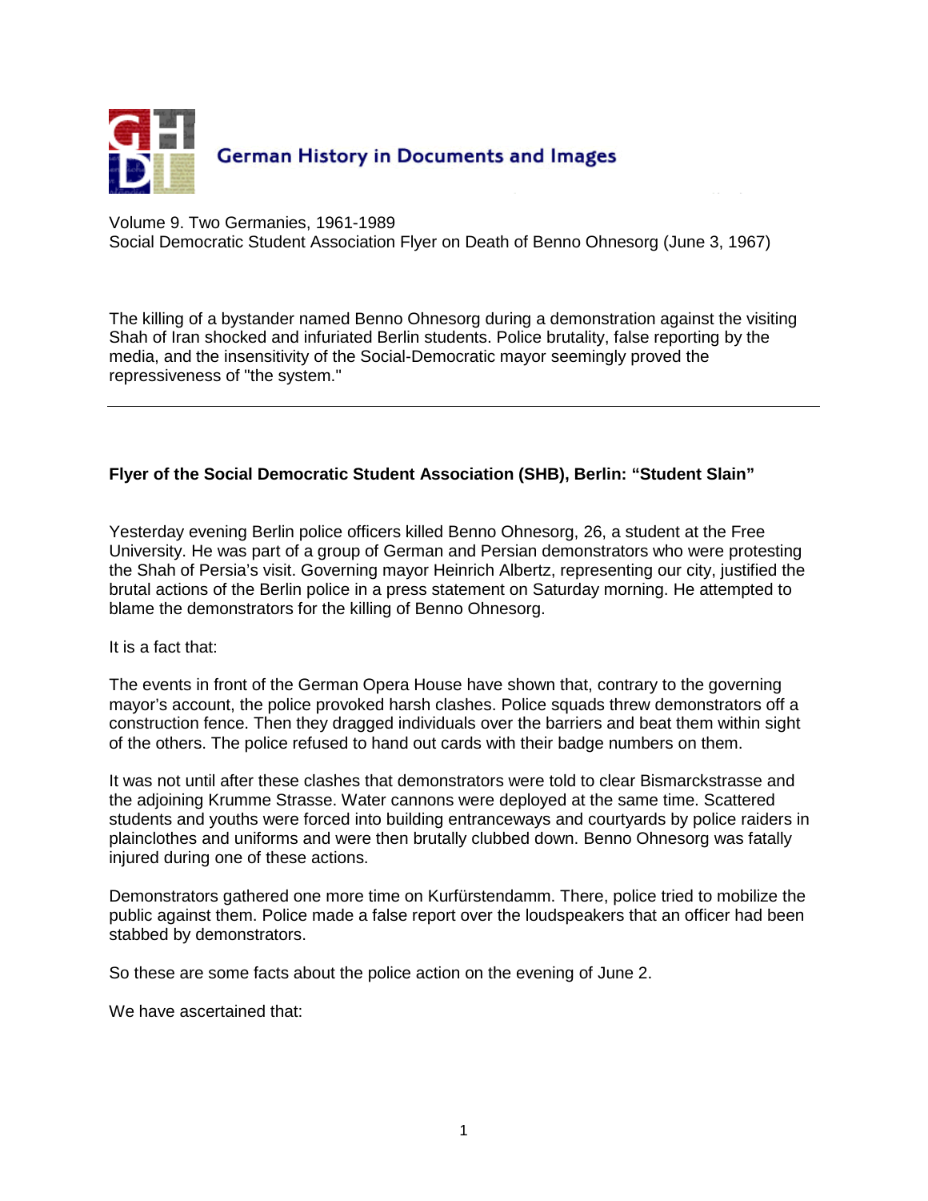German History in Documents and Images

Volume 9. Two Germanies, 1961-1989
Social Democratic Student Association Flyer on Death of Benno Ohnesorg (June 3, 1967)

The killing of a bystander named Benno Ohnesorg during a demonstration against the visiting Shah of Iran shocked and infuriated Berlin students. Police brutality, false reporting by the media, and the insensitivity of the Social-Democratic mayor seemingly proved the repressiveness of "the system."

---

**Flyer of the Social Democratic Student Association (SHB), Berlin: "Student Slain"**

Yesterday evening Berlin police officers killed Benno Ohnesorg, 26, a student at the Free University. He was part of a group of German and Persian demonstrators who were protesting the Shah of Persia's visit. Governing mayor Heinrich Albertz, representing our city, justified the brutal actions of the Berlin police in a press statement on Saturday morning. He attempted to blame the demonstrators for the killing of Benno Ohnesorg.

It is a fact that:

The events in front of the German Opera House have shown that, contrary to the governing mayor's account, the police provoked harsh clashes. Police squads threw demonstrators off a construction fence. Then they dragged individuals over the barriers and beat them within sight of the others. The police refused to hand out cards with their badge numbers on them.

It was not until after these clashes that demonstrators were told to clear Bismarckstrasse and the adjoining Krumme Strasse. Water cannons were deployed at the same time. Scattered students and youths were forced into building entranceways and courtyards by police raiders in plainclothes and uniforms and were then brutally clubbed down. Benno Ohnesorg was fatally injured during one of these actions.

Demonstrators gathered one more time on Kurfürstendamm. There, police tried to mobilize the public against them. Police made a false report over the loudspeakers that an officer had been stabbed by demonstrators.

So these are some facts about the police action on the evening of June 2.

We have ascertained that: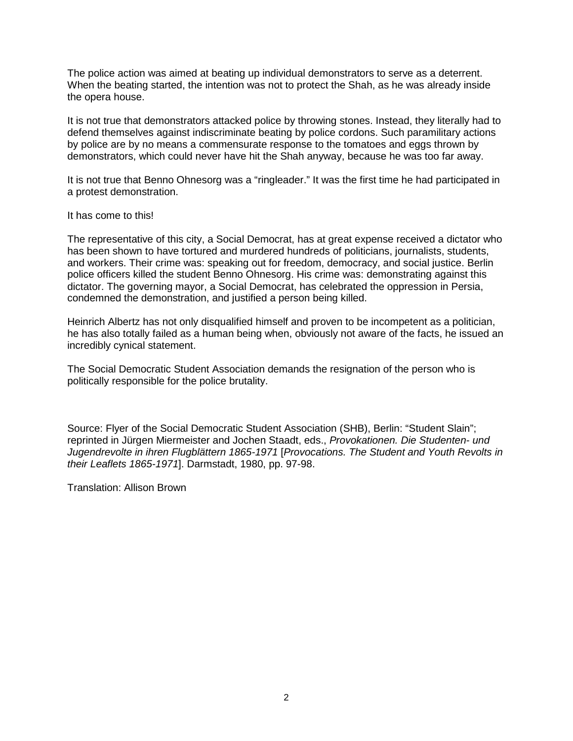The police action was aimed at beating up individual demonstrators to serve as a deterrent. When the beating started, the intention was not to protect the Shah, as he was already inside the opera house.

It is not true that demonstrators attacked police by throwing stones. Instead, they literally had to defend themselves against indiscriminate beating by police cordons. Such paramilitary actions by police are by no means a commensurate response to the tomatoes and eggs thrown by demonstrators, which could never have hit the Shah anyway, because he was too far away.

It is not true that Benno Ohnesorg was a "ringleader." It was the first time he had participated in a protest demonstration.

It has come to this!

The representative of this city, a Social Democrat, has at great expense received a dictator who has been shown to have tortured and murdered hundreds of politicians, journalists, students, and workers. Their crime was: speaking out for freedom, democracy, and social justice. Berlin police officers killed the student Benno Ohnesorg. His crime was: demonstrating against this dictator. The governing mayor, a Social Democrat, has celebrated the oppression in Persia, condemned the demonstration, and justified a person being killed.

Heinrich Albertz has not only disqualified himself and proven to be incompetent as a politician, he has also totally failed as a human being when, obviously not aware of the facts, he issued an incredibly cynical statement.

The Social Democratic Student Association demands the resignation of the person who is politically responsible for the police brutality.

Source: Flyer of the Social Democratic Student Association (SHB), Berlin: "Student Slain"; reprinted in Jürgen Miermeister and Jochen Staadt, eds., *Provokationen. Die Studenten- und Jugendrevolte in ihren Flugblättern 1865-1971* [*Provocations. The Student and Youth Revolts in their Leaflets 1865-1971*]. Darmstadt, 1980, pp. 97-98.

Translation: Allison Brown